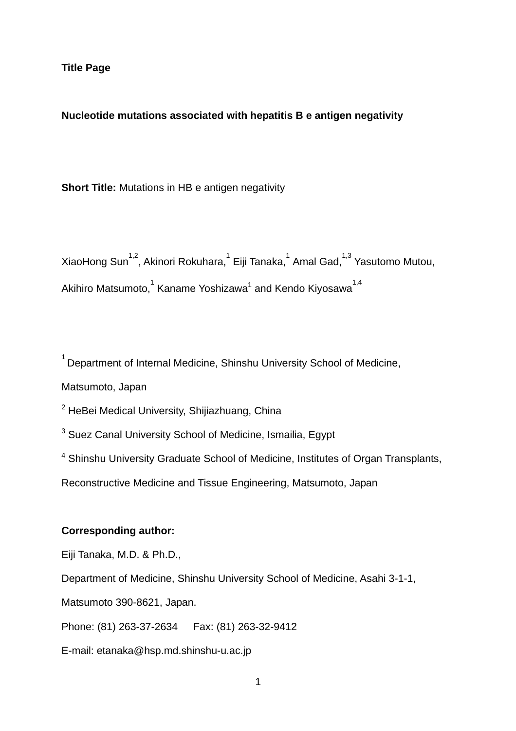**Title Page**

**Nucleotide mutations associated with hepatitis B e antigen negativity**

**Short Title:** Mutations in HB e antigen negativity

XiaoHong Sun[1,2], Akinori Rokuhara,[1] Eiji Tanaka,[1] Amal Gad,[1,3] Yasutomo Mutou, Akihiro Matsumoto,[1] Kaname Yoshizawa[1] and Kendo Kiyosawa[1,4]

[1] Department of Internal Medicine, Shinshu University School of Medicine, Matsumoto, Japan

[2] HeBei Medical University, Shijiazhuang, China

[3] Suez Canal University School of Medicine, Ismailia, Egypt

[4] Shinshu University Graduate School of Medicine, Institutes of Organ Transplants, Reconstructive Medicine and Tissue Engineering, Matsumoto, Japan

**Corresponding author:**

Eiji Tanaka, M.D. & Ph.D.,

Department of Medicine, Shinshu University School of Medicine, Asahi 3-1-1, Matsumoto 390-8621, Japan.

Phone: (81) 263-37-2634 Fax: (81) 263-32-9412

E-mail: etanaka@hsp.md.shinshu-u.ac.jp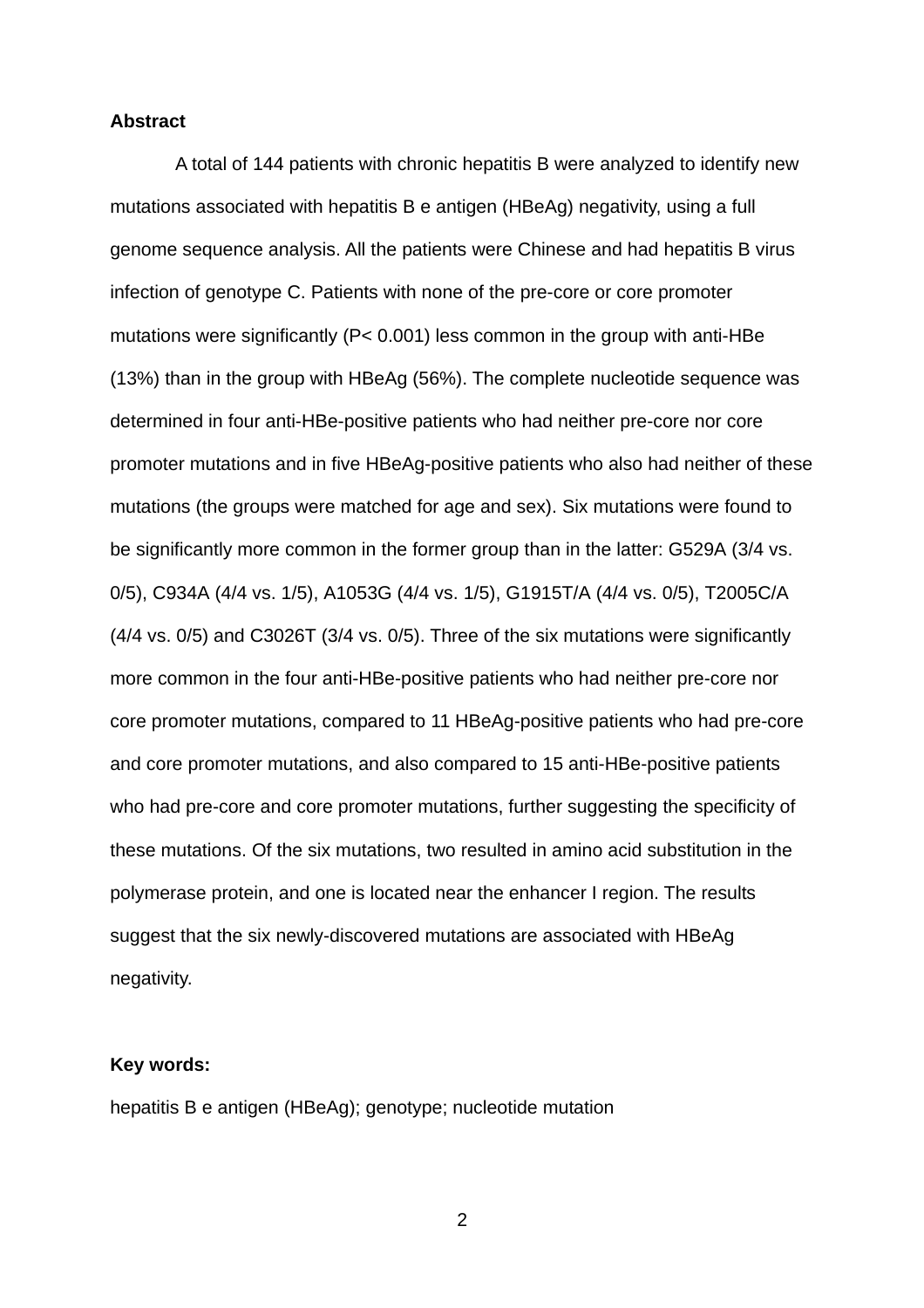**Abstract**

A total of 144 patients with chronic hepatitis B were analyzed to identify new mutations associated with hepatitis B e antigen (HBeAg) negativity, using a full genome sequence analysis. All the patients were Chinese and had hepatitis B virus infection of genotype C. Patients with none of the pre-core or core promoter mutations were significantly ($P < 0.001$) less common in the group with anti-HBe (13%) than in the group with HBeAg (56%). The complete nucleotide sequence was determined in four anti-HBe-positive patients who had neither pre-core nor core promoter mutations and in five HBeAg-positive patients who also had neither of these mutations (the groups were matched for age and sex). Six mutations were found to be significantly more common in the former group than in the latter: G529A (3/4 vs. 0/5), C934A (4/4 vs. 1/5), A1053G (4/4 vs. 1/5), G1915T/A (4/4 vs. 0/5), T2005C/A (4/4 vs. 0/5) and C3026T (3/4 vs. 0/5). Three of the six mutations were significantly more common in the four anti-HBe-positive patients who had neither pre-core nor core promoter mutations, compared to 11 HBeAg-positive patients who had pre-core and core promoter mutations, and also compared to 15 anti-HBe-positive patients who had pre-core and core promoter mutations, further suggesting the specificity of these mutations. Of the six mutations, two resulted in amino acid substitution in the polymerase protein, and one is located near the enhancer I region. The results suggest that the six newly-discovered mutations are associated with HBeAg negativity.

**Key words:**

hepatitis B e antigen (HBeAg); genotype; nucleotide mutation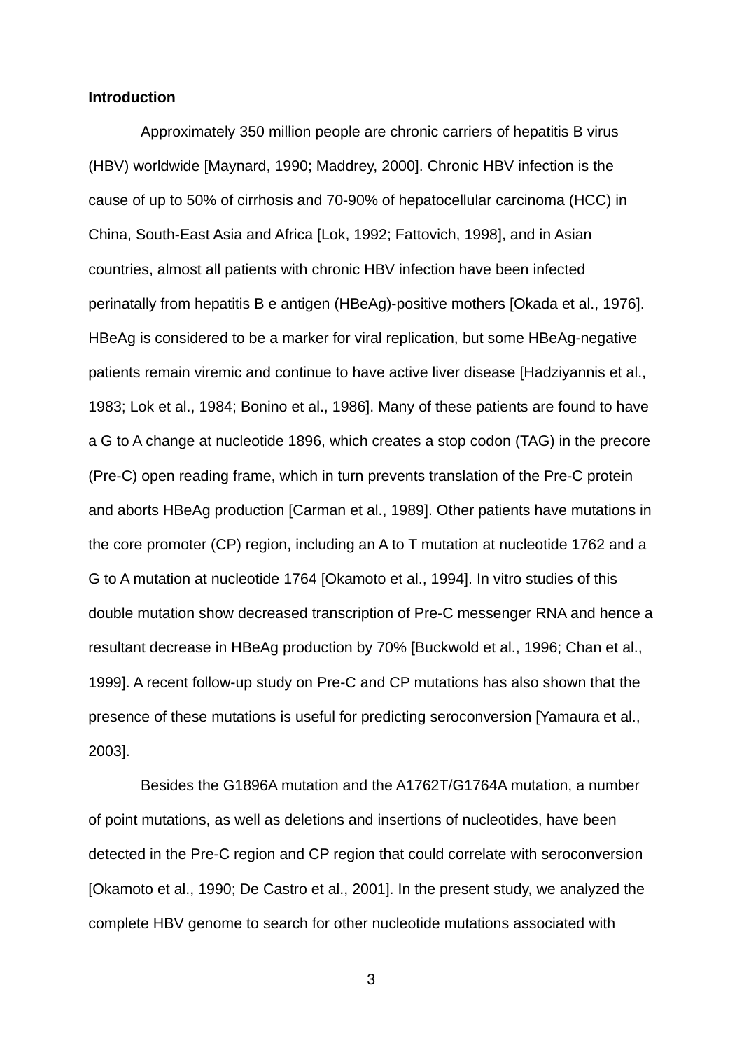**Introduction**

Approximately 350 million people are chronic carriers of hepatitis B virus (HBV) worldwide [Maynard, 1990; Maddrey, 2000]. Chronic HBV infection is the cause of up to 50% of cirrhosis and 70-90% of hepatocellular carcinoma (HCC) in China, South-East Asia and Africa [Lok, 1992; Fattovich, 1998], and in Asian countries, almost all patients with chronic HBV infection have been infected perinatally from hepatitis B e antigen (HBeAg)-positive mothers [Okada et al., 1976]. HBeAg is considered to be a marker for viral replication, but some HBeAg-negative patients remain viremic and continue to have active liver disease [Hadziyannis et al., 1983; Lok et al., 1984; Bonino et al., 1986]. Many of these patients are found to have a G to A change at nucleotide 1896, which creates a stop codon (TAG) in the precore (Pre-C) open reading frame, which in turn prevents translation of the Pre-C protein and aborts HBeAg production [Carman et al., 1989]. Other patients have mutations in the core promoter (CP) region, including an A to T mutation at nucleotide 1762 and a G to A mutation at nucleotide 1764 [Okamoto et al., 1994]. In vitro studies of this double mutation show decreased transcription of Pre-C messenger RNA and hence a resultant decrease in HBeAg production by 70% [Buckwold et al., 1996; Chan et al., 1999]. A recent follow-up study on Pre-C and CP mutations has also shown that the presence of these mutations is useful for predicting seroconversion [Yamaura et al., 2003].

Besides the G1896A mutation and the A1762T/G1764A mutation, a number of point mutations, as well as deletions and insertions of nucleotides, have been detected in the Pre-C region and CP region that could correlate with seroconversion [Okamoto et al., 1990; De Castro et al., 2001]. In the present study, we analyzed the complete HBV genome to search for other nucleotide mutations associated with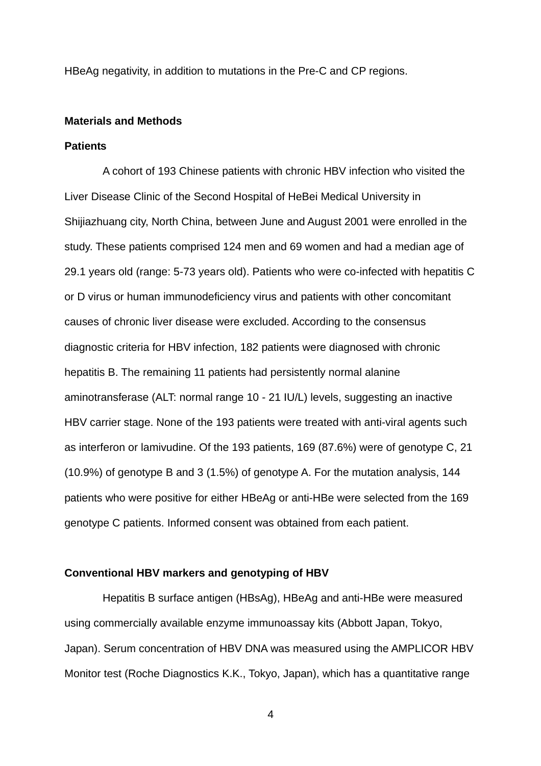HBeAg negativity, in addition to mutations in the Pre-C and CP regions.

## Materials and Methods

### Patients

A cohort of 193 Chinese patients with chronic HBV infection who visited the Liver Disease Clinic of the Second Hospital of HeBei Medical University in Shijiazhuang city, North China, between June and August 2001 were enrolled in the study. These patients comprised 124 men and 69 women and had a median age of 29.1 years old (range: 5-73 years old). Patients who were co-infected with hepatitis C or D virus or human immunodeficiency virus and patients with other concomitant causes of chronic liver disease were excluded. According to the consensus diagnostic criteria for HBV infection, 182 patients were diagnosed with chronic hepatitis B. The remaining 11 patients had persistently normal alanine aminotransferase (ALT: normal range 10 - 21 IU/L) levels, suggesting an inactive HBV carrier stage. None of the 193 patients were treated with anti-viral agents such as interferon or lamivudine. Of the 193 patients, 169 (87.6%) were of genotype C, 21 (10.9%) of genotype B and 3 (1.5%) of genotype A. For the mutation analysis, 144 patients who were positive for either HBeAg or anti-HBe were selected from the 169 genotype C patients. Informed consent was obtained from each patient.

### Conventional HBV markers and genotyping of HBV

Hepatitis B surface antigen (HBsAg), HBeAg and anti-HBe were measured using commercially available enzyme immunoassay kits (Abbott Japan, Tokyo, Japan). Serum concentration of HBV DNA was measured using the AMPLICOR HBV Monitor test (Roche Diagnostics K.K., Tokyo, Japan), which has a quantitative range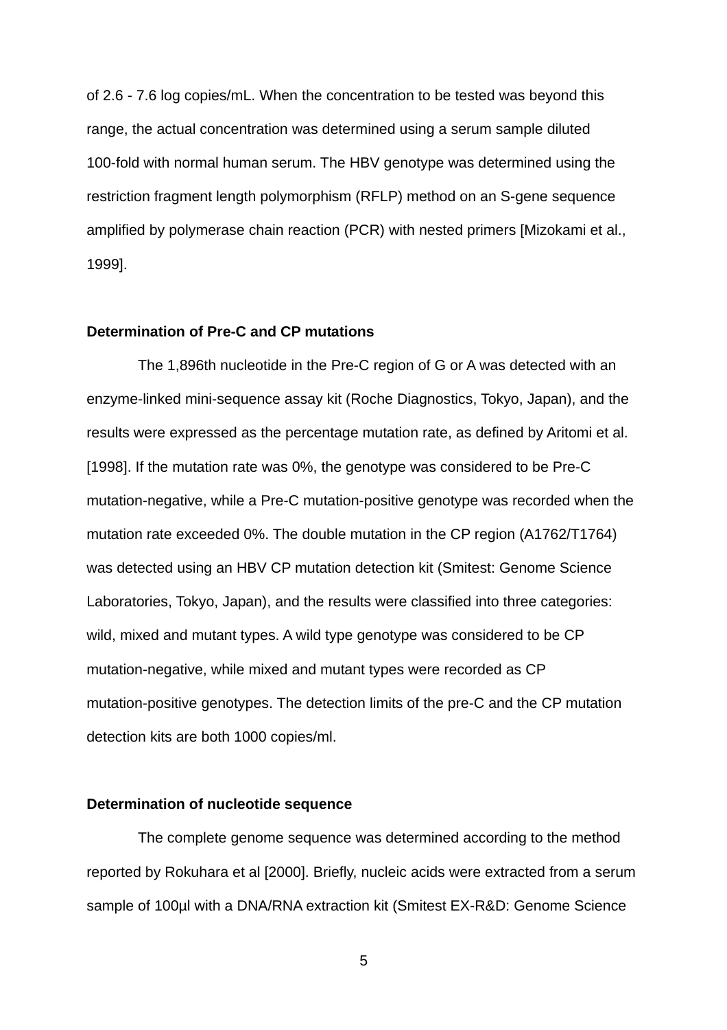of 2.6 - 7.6 log copies/mL. When the concentration to be tested was beyond this range, the actual concentration was determined using a serum sample diluted 100-fold with normal human serum. The HBV genotype was determined using the restriction fragment length polymorphism (RFLP) method on an S-gene sequence amplified by polymerase chain reaction (PCR) with nested primers [Mizokami et al., 1999].

**Determination of Pre-C and CP mutations**

The 1,896th nucleotide in the Pre-C region of G or A was detected with an enzyme-linked mini-sequence assay kit (Roche Diagnostics, Tokyo, Japan), and the results were expressed as the percentage mutation rate, as defined by Aritomi et al. [1998]. If the mutation rate was 0%, the genotype was considered to be Pre-C mutation-negative, while a Pre-C mutation-positive genotype was recorded when the mutation rate exceeded 0%. The double mutation in the CP region (A1762/T1764) was detected using an HBV CP mutation detection kit (Smitest: Genome Science Laboratories, Tokyo, Japan), and the results were classified into three categories: wild, mixed and mutant types. A wild type genotype was considered to be CP mutation-negative, while mixed and mutant types were recorded as CP mutation-positive genotypes. The detection limits of the pre-C and the CP mutation detection kits are both 1000 copies/ml.

**Determination of nucleotide sequence**

The complete genome sequence was determined according to the method reported by Rokuhara et al [2000]. Briefly, nucleic acids were extracted from a serum sample of 100μl with a DNA/RNA extraction kit (Smitest EX-R&D: Genome Science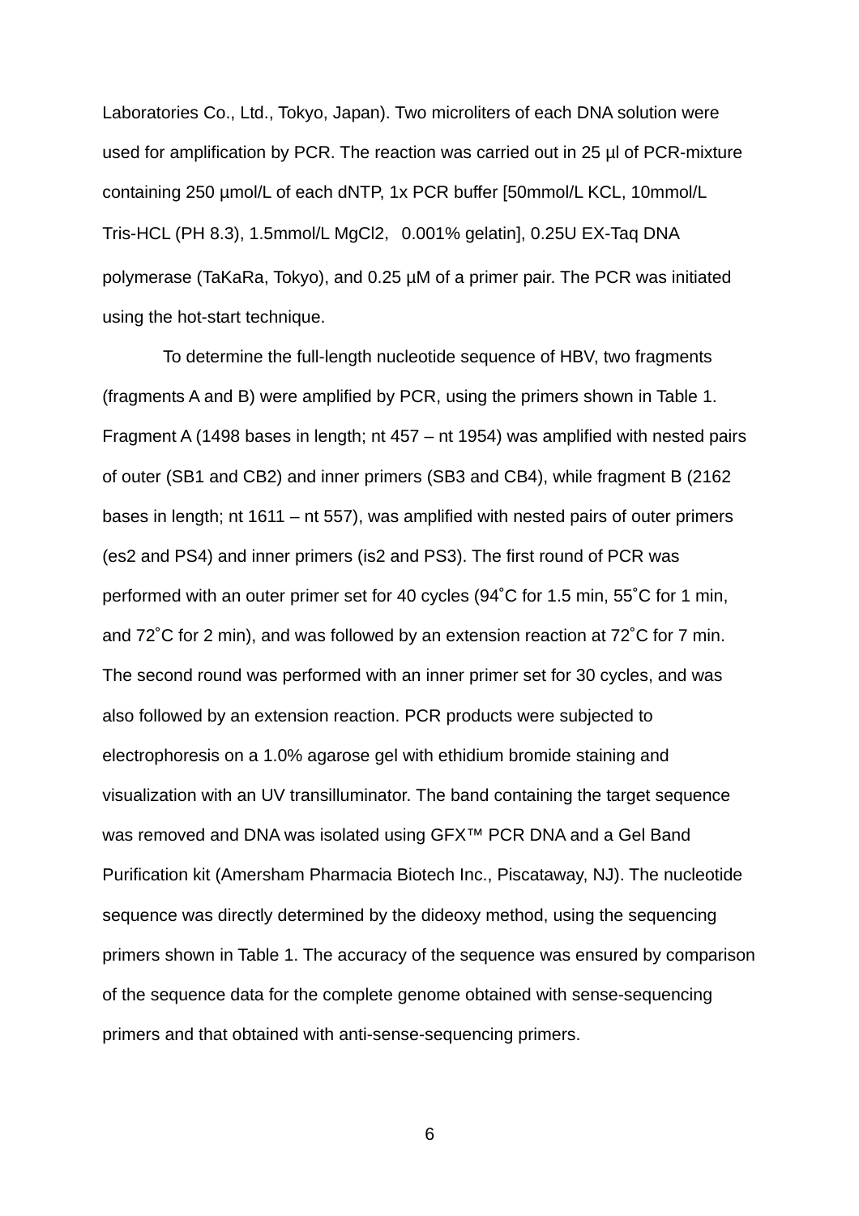Laboratories Co., Ltd., Tokyo, Japan). Two microliters of each DNA solution were used for amplification by PCR. The reaction was carried out in 25 µl of PCR-mixture containing 250 µmol/L of each dNTP, 1x PCR buffer [50mmol/L KCL, 10mmol/L Tris-HCL (PH 8.3), 1.5mmol/L $MgCl_2$, 0.001% gelatin], 0.25U EX-Taq DNA polymerase (TaKaRa, Tokyo), and 0.25 µM of a primer pair. The PCR was initiated using the hot-start technique.

To determine the full-length nucleotide sequence of HBV, two fragments (fragments A and B) were amplified by PCR, using the primers shown in Table 1. Fragment A (1498 bases in length; nt 457 – nt 1954) was amplified with nested pairs of outer (SB1 and CB2) and inner primers (SB3 and CB4), while fragment B (2162 bases in length; nt 1611 – nt 557), was amplified with nested pairs of outer primers (es2 and PS4) and inner primers (is2 and PS3). The first round of PCR was performed with an outer primer set for 40 cycles (94˚C for 1.5 min, 55˚C for 1 min, and 72˚C for 2 min), and was followed by an extension reaction at 72˚C for 7 min. The second round was performed with an inner primer set for 30 cycles, and was also followed by an extension reaction. PCR products were subjected to electrophoresis on a 1.0% agarose gel with ethidium bromide staining and visualization with an UV transilluminator. The band containing the target sequence was removed and DNA was isolated using GFX™ PCR DNA and a Gel Band Purification kit (Amersham Pharmacia Biotech Inc., Piscataway, NJ). The nucleotide sequence was directly determined by the dideoxy method, using the sequencing primers shown in Table 1. The accuracy of the sequence was ensured by comparison of the sequence data for the complete genome obtained with sense-sequencing primers and that obtained with anti-sense-sequencing primers.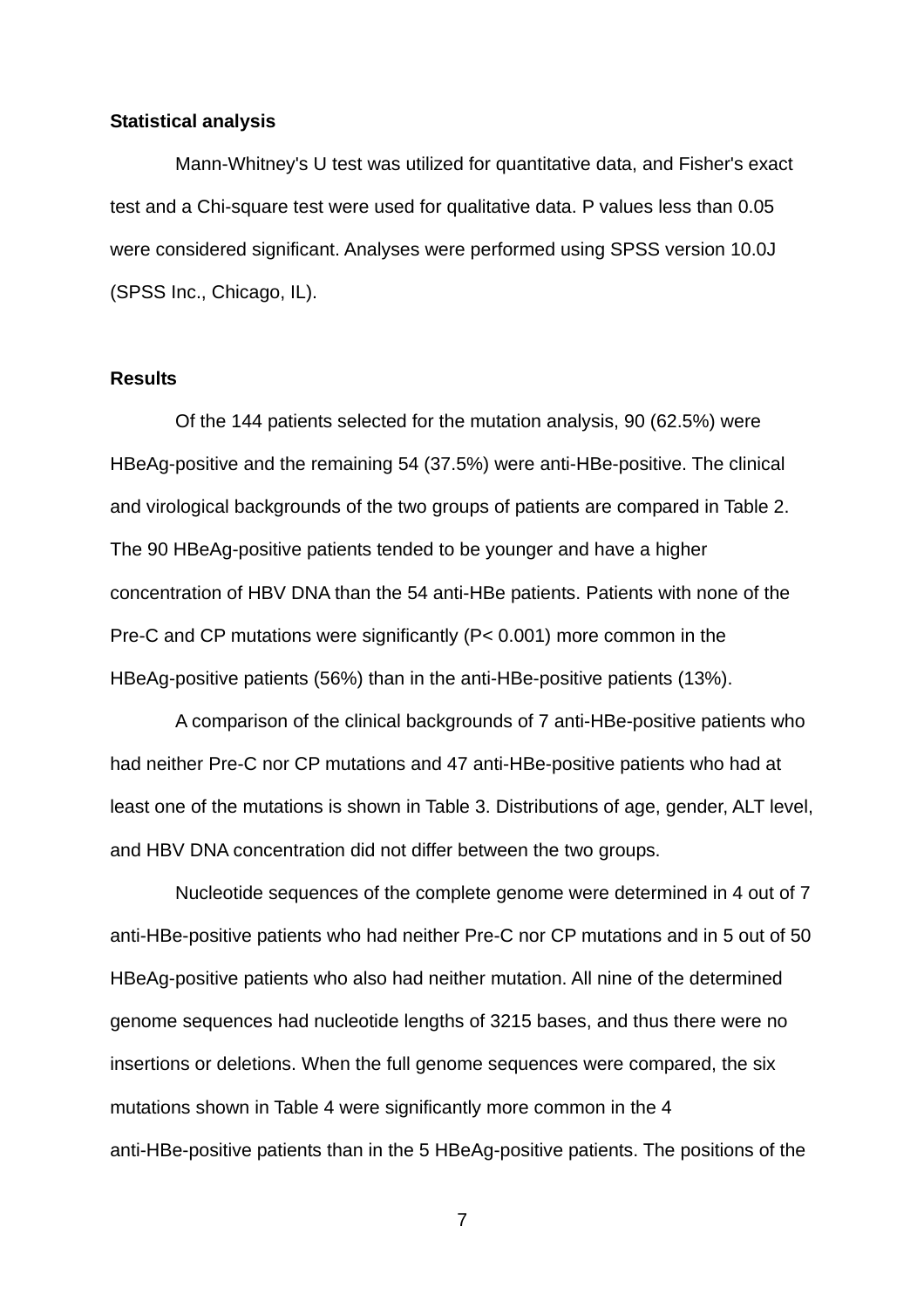**Statistical analysis**

Mann-Whitney's U test was utilized for quantitative data, and Fisher's exact test and a Chi-square test were used for qualitative data. P values less than 0.05 were considered significant. Analyses were performed using SPSS version 10.0J (SPSS Inc., Chicago, IL).

**Results**

Of the 144 patients selected for the mutation analysis, 90 (62.5%) were HBeAg-positive and the remaining 54 (37.5%) were anti-HBe-positive. The clinical and virological backgrounds of the two groups of patients are compared in Table 2. The 90 HBeAg-positive patients tended to be younger and have a higher concentration of HBV DNA than the 54 anti-HBe patients. Patients with none of the Pre-C and CP mutations were significantly ($P < 0.001$) more common in the HBeAg-positive patients (56%) than in the anti-HBe-positive patients (13%).

A comparison of the clinical backgrounds of 7 anti-HBe-positive patients who had neither Pre-C nor CP mutations and 47 anti-HBe-positive patients who had at least one of the mutations is shown in Table 3. Distributions of age, gender, ALT level, and HBV DNA concentration did not differ between the two groups.

Nucleotide sequences of the complete genome were determined in 4 out of 7 anti-HBe-positive patients who had neither Pre-C nor CP mutations and in 5 out of 50 HBeAg-positive patients who also had neither mutation. All nine of the determined genome sequences had nucleotide lengths of 3215 bases, and thus there were no insertions or deletions. When the full genome sequences were compared, the six mutations shown in Table 4 were significantly more common in the 4 anti-HBe-positive patients than in the 5 HBeAg-positive patients. The positions of the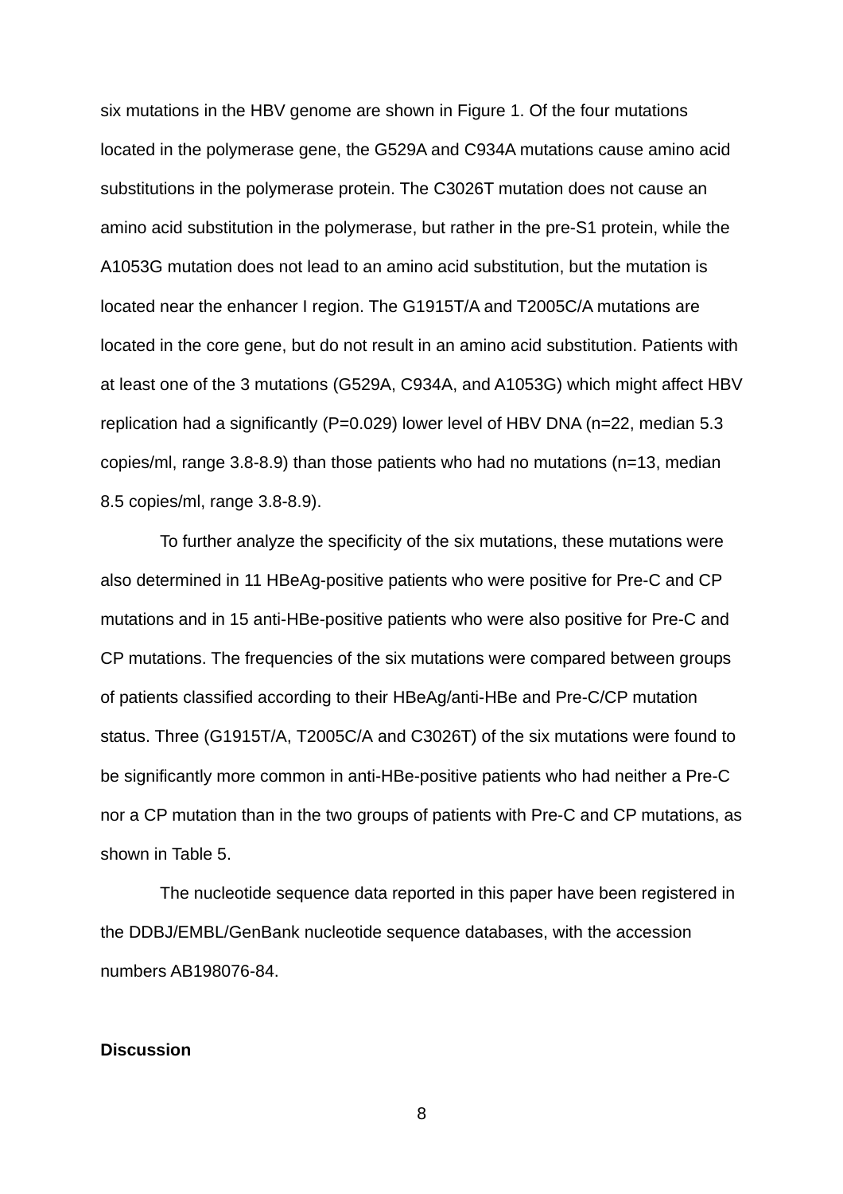six mutations in the HBV genome are shown in Figure 1. Of the four mutations located in the polymerase gene, the G529A and C934A mutations cause amino acid substitutions in the polymerase protein. The C3026T mutation does not cause an amino acid substitution in the polymerase, but rather in the pre-S1 protein, while the A1053G mutation does not lead to an amino acid substitution, but the mutation is located near the enhancer I region. The G1915T/A and T2005C/A mutations are located in the core gene, but do not result in an amino acid substitution. Patients with at least one of the 3 mutations (G529A, C934A, and A1053G) which might affect HBV replication had a significantly (P=0.029) lower level of HBV DNA (n=22, median 5.3 copies/ml, range 3.8-8.9) than those patients who had no mutations (n=13, median 8.5 copies/ml, range 3.8-8.9).

To further analyze the specificity of the six mutations, these mutations were also determined in 11 HBeAg-positive patients who were positive for Pre-C and CP mutations and in 15 anti-HBe-positive patients who were also positive for Pre-C and CP mutations. The frequencies of the six mutations were compared between groups of patients classified according to their HBeAg/anti-HBe and Pre-C/CP mutation status. Three (G1915T/A, T2005C/A and C3026T) of the six mutations were found to be significantly more common in anti-HBe-positive patients who had neither a Pre-C nor a CP mutation than in the two groups of patients with Pre-C and CP mutations, as shown in Table 5.

The nucleotide sequence data reported in this paper have been registered in the DDBJ/EMBL/GenBank nucleotide sequence databases, with the accession numbers AB198076-84.

## Discussion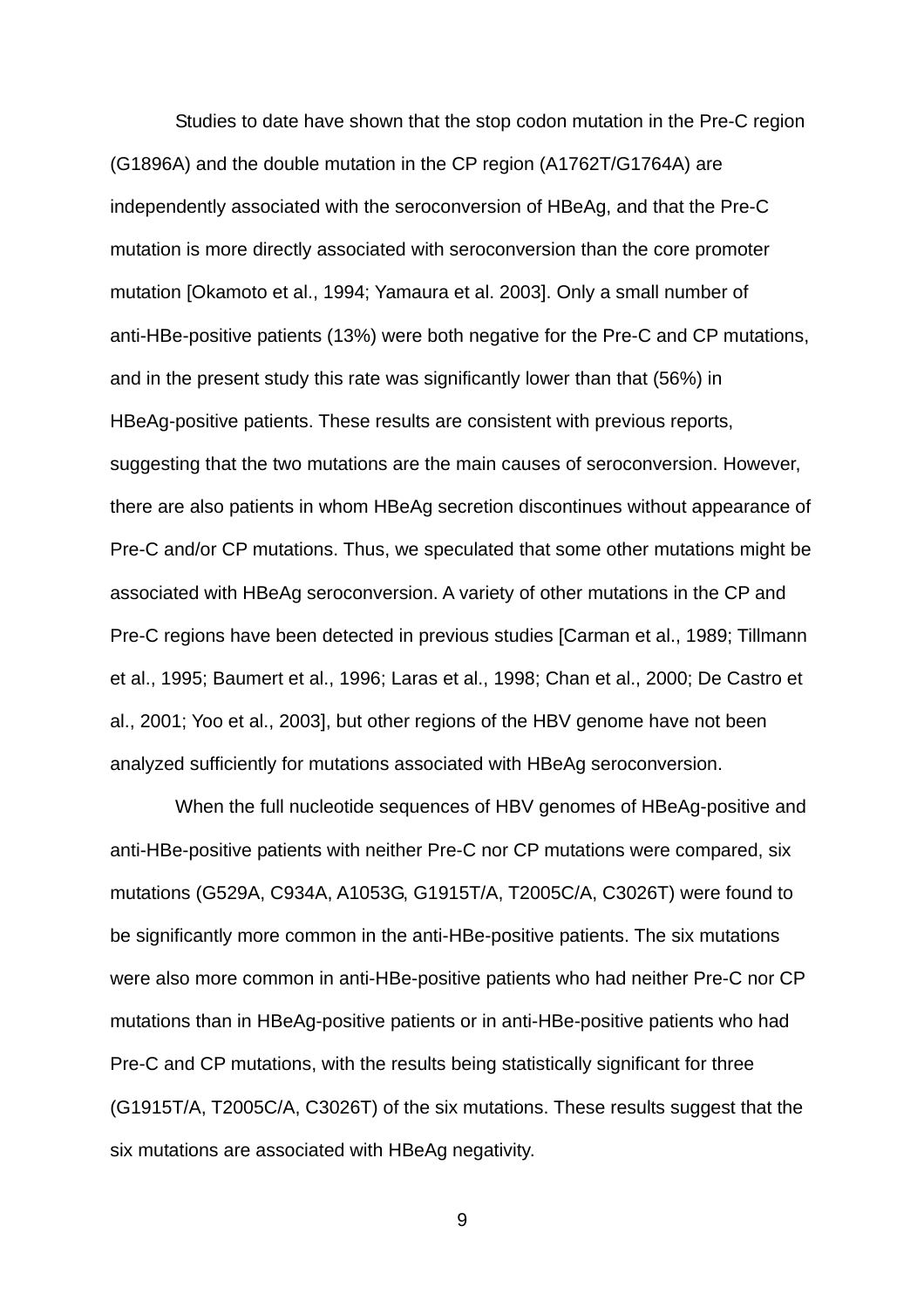Studies to date have shown that the stop codon mutation in the Pre-C region (G1896A) and the double mutation in the CP region (A1762T/G1764A) are independently associated with the seroconversion of HBeAg, and that the Pre-C mutation is more directly associated with seroconversion than the core promoter mutation [Okamoto et al., 1994; Yamaura et al. 2003]. Only a small number of anti-HBe-positive patients (13%) were both negative for the Pre-C and CP mutations, and in the present study this rate was significantly lower than that (56%) in HBeAg-positive patients. These results are consistent with previous reports, suggesting that the two mutations are the main causes of seroconversion. However, there are also patients in whom HBeAg secretion discontinues without appearance of Pre-C and/or CP mutations. Thus, we speculated that some other mutations might be associated with HBeAg seroconversion. A variety of other mutations in the CP and Pre-C regions have been detected in previous studies [Carman et al., 1989; Tillmann et al., 1995; Baumert et al., 1996; Laras et al., 1998; Chan et al., 2000; De Castro et al., 2001; Yoo et al., 2003], but other regions of the HBV genome have not been analyzed sufficiently for mutations associated with HBeAg seroconversion.

When the full nucleotide sequences of HBV genomes of HBeAg-positive and anti-HBe-positive patients with neither Pre-C nor CP mutations were compared, six mutations (G529A, C934A, A1053G, G1915T/A, T2005C/A, C3026T) were found to be significantly more common in the anti-HBe-positive patients. The six mutations were also more common in anti-HBe-positive patients who had neither Pre-C nor CP mutations than in HBeAg-positive patients or in anti-HBe-positive patients who had Pre-C and CP mutations, with the results being statistically significant for three (G1915T/A, T2005C/A, C3026T) of the six mutations. These results suggest that the six mutations are associated with HBeAg negativity.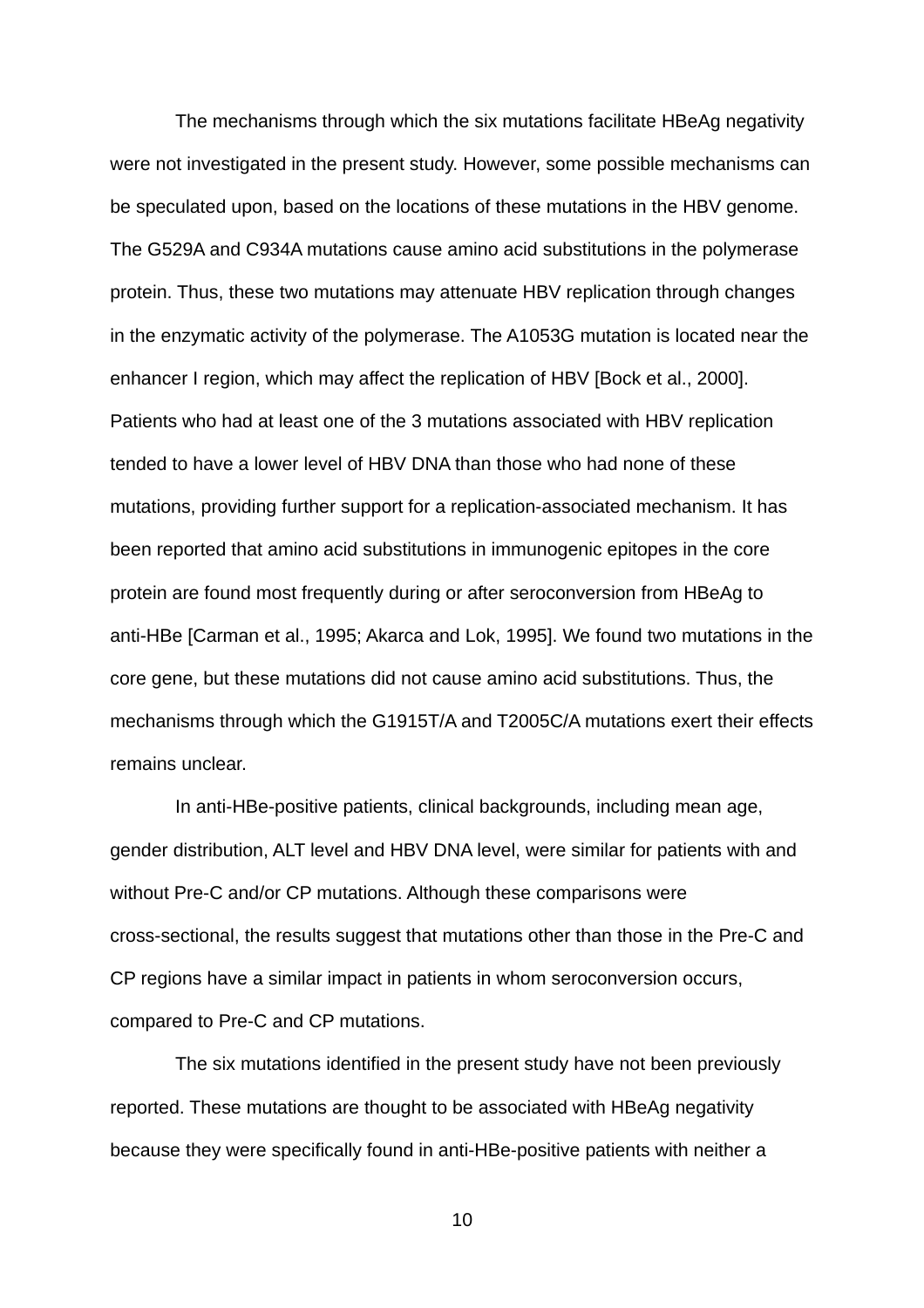The mechanisms through which the six mutations facilitate HBeAg negativity were not investigated in the present study. However, some possible mechanisms can be speculated upon, based on the locations of these mutations in the HBV genome. The G529A and C934A mutations cause amino acid substitutions in the polymerase protein. Thus, these two mutations may attenuate HBV replication through changes in the enzymatic activity of the polymerase. The A1053G mutation is located near the enhancer I region, which may affect the replication of HBV [Bock et al., 2000]. Patients who had at least one of the 3 mutations associated with HBV replication tended to have a lower level of HBV DNA than those who had none of these mutations, providing further support for a replication-associated mechanism. It has been reported that amino acid substitutions in immunogenic epitopes in the core protein are found most frequently during or after seroconversion from HBeAg to anti-HBe [Carman et al., 1995; Akarca and Lok, 1995]. We found two mutations in the core gene, but these mutations did not cause amino acid substitutions. Thus, the mechanisms through which the G1915T/A and T2005C/A mutations exert their effects remains unclear.

In anti-HBe-positive patients, clinical backgrounds, including mean age, gender distribution, ALT level and HBV DNA level, were similar for patients with and without Pre-C and/or CP mutations. Although these comparisons were cross-sectional, the results suggest that mutations other than those in the Pre-C and CP regions have a similar impact in patients in whom seroconversion occurs, compared to Pre-C and CP mutations.

The six mutations identified in the present study have not been previously reported. These mutations are thought to be associated with HBeAg negativity because they were specifically found in anti-HBe-positive patients with neither a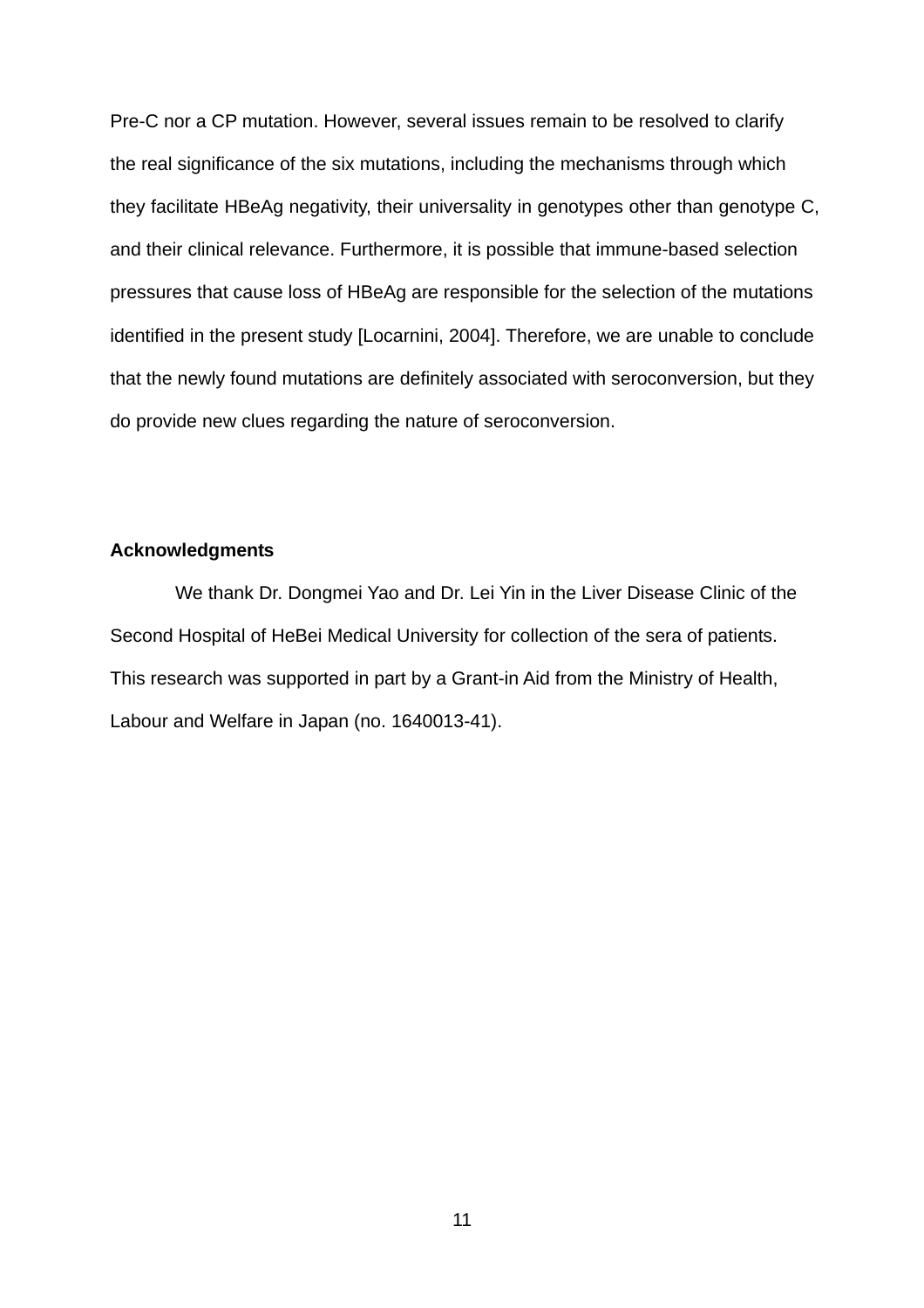Pre-C nor a CP mutation. However, several issues remain to be resolved to clarify the real significance of the six mutations, including the mechanisms through which they facilitate HBeAg negativity, their universality in genotypes other than genotype C, and their clinical relevance. Furthermore, it is possible that immune-based selection pressures that cause loss of HBeAg are responsible for the selection of the mutations identified in the present study [Locarnini, 2004]. Therefore, we are unable to conclude that the newly found mutations are definitely associated with seroconversion, but they do provide new clues regarding the nature of seroconversion.

## Acknowledgments

We thank Dr. Dongmei Yao and Dr. Lei Yin in the Liver Disease Clinic of the Second Hospital of HeBei Medical University for collection of the sera of patients. This research was supported in part by a Grant-in Aid from the Ministry of Health, Labour and Welfare in Japan (no. 1640013-41).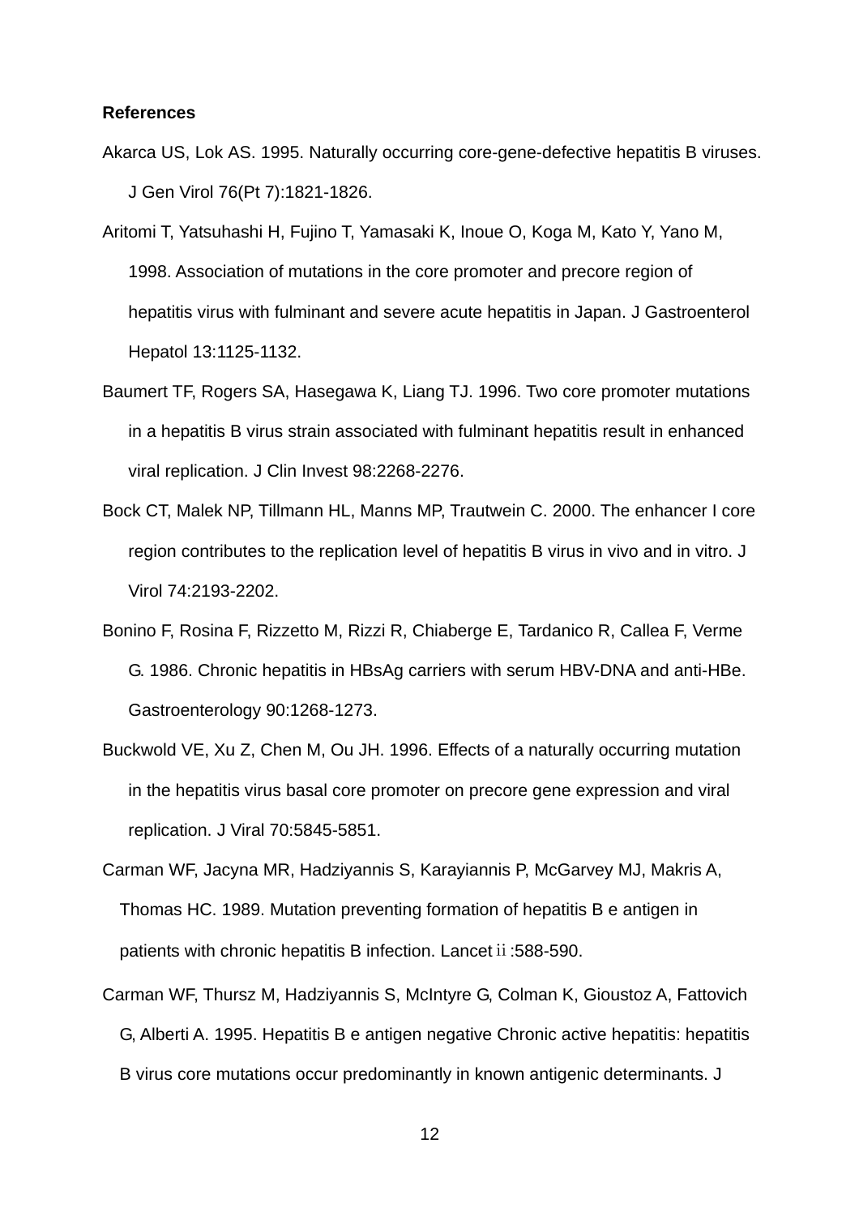**References**

Akarca US, Lok AS. 1995. Naturally occurring core-gene-defective hepatitis B viruses. J Gen Virol 76(Pt 7):1821-1826.

Aritomi T, Yatsuhashi H, Fujino T, Yamasaki K, Inoue O, Koga M, Kato Y, Yano M, 1998. Association of mutations in the core promoter and precore region of hepatitis virus with fulminant and severe acute hepatitis in Japan. J Gastroenterol Hepatol 13:1125-1132.

Baumert TF, Rogers SA, Hasegawa K, Liang TJ. 1996. Two core promoter mutations in a hepatitis B virus strain associated with fulminant hepatitis result in enhanced viral replication. J Clin Invest 98:2268-2276.

Bock CT, Malek NP, Tillmann HL, Manns MP, Trautwein C. 2000. The enhancer I core region contributes to the replication level of hepatitis B virus in vivo and in vitro. J Virol 74:2193-2202.

Bonino F, Rosina F, Rizzetto M, Rizzi R, Chiaberge E, Tardanico R, Callea F, Verme G. 1986. Chronic hepatitis in HBsAg carriers with serum HBV-DNA and anti-HBe. Gastroenterology 90:1268-1273.

Buckwold VE, Xu Z, Chen M, Ou JH. 1996. Effects of a naturally occurring mutation in the hepatitis virus basal core promoter on precore gene expression and viral replication. J Viral 70:5845-5851.

Carman WF, Jacyna MR, Hadziyannis S, Karayiannis P, McGarvey MJ, Makris A, Thomas HC. 1989. Mutation preventing formation of hepatitis B e antigen in patients with chronic hepatitis B infection. Lancet ii:588-590.

Carman WF, Thursz M, Hadziyannis S, McIntyre G, Colman K, Gioustoz A, Fattovich G, Alberti A. 1995. Hepatitis B e antigen negative Chronic active hepatitis: hepatitis B virus core mutations occur predominantly in known antigenic determinants. J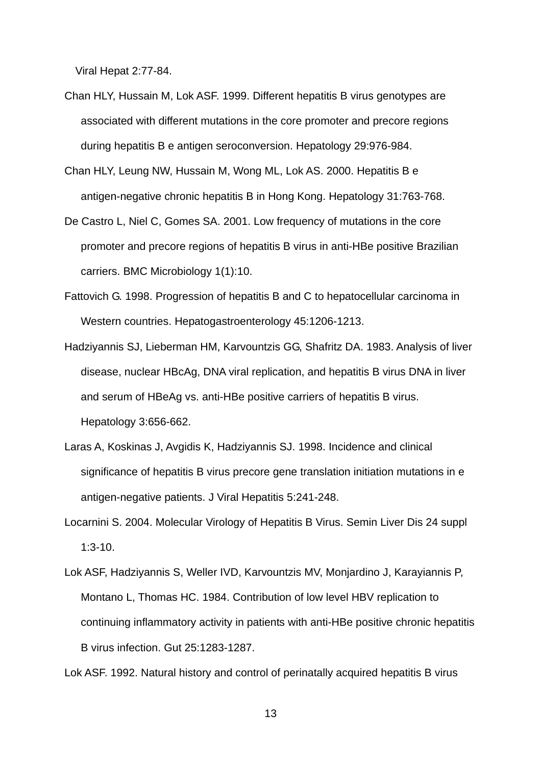Viral Hepat 2:77-84.

Chan HLY, Hussain M, Lok ASF. 1999. Different hepatitis B virus genotypes are associated with different mutations in the core promoter and precore regions during hepatitis B e antigen seroconversion. Hepatology 29:976-984.

Chan HLY, Leung NW, Hussain M, Wong ML, Lok AS. 2000. Hepatitis B e antigen-negative chronic hepatitis B in Hong Kong. Hepatology 31:763-768.

De Castro L, Niel C, Gomes SA. 2001. Low frequency of mutations in the core promoter and precore regions of hepatitis B virus in anti-HBe positive Brazilian carriers. BMC Microbiology 1(1):10.

Fattovich G. 1998. Progression of hepatitis B and C to hepatocellular carcinoma in Western countries. Hepatogastroenterology 45:1206-1213.

Hadziyannis SJ, Lieberman HM, Karvountzis GG, Shafritz DA. 1983. Analysis of liver disease, nuclear HBcAg, DNA viral replication, and hepatitis B virus DNA in liver and serum of HBeAg vs. anti-HBe positive carriers of hepatitis B virus. Hepatology 3:656-662.

Laras A, Koskinas J, Avgidis K, Hadziyannis SJ. 1998. Incidence and clinical significance of hepatitis B virus precore gene translation initiation mutations in e antigen-negative patients. J Viral Hepatitis 5:241-248.

Locarnini S. 2004. Molecular Virology of Hepatitis B Virus. Semin Liver Dis 24 suppl 1:3-10.

Lok ASF, Hadziyannis S, Weller IVD, Karvountzis MV, Monjardino J, Karayiannis P, Montano L, Thomas HC. 1984. Contribution of low level HBV replication to continuing inflammatory activity in patients with anti-HBe positive chronic hepatitis B virus infection. Gut 25:1283-1287.

Lok ASF. 1992. Natural history and control of perinatally acquired hepatitis B virus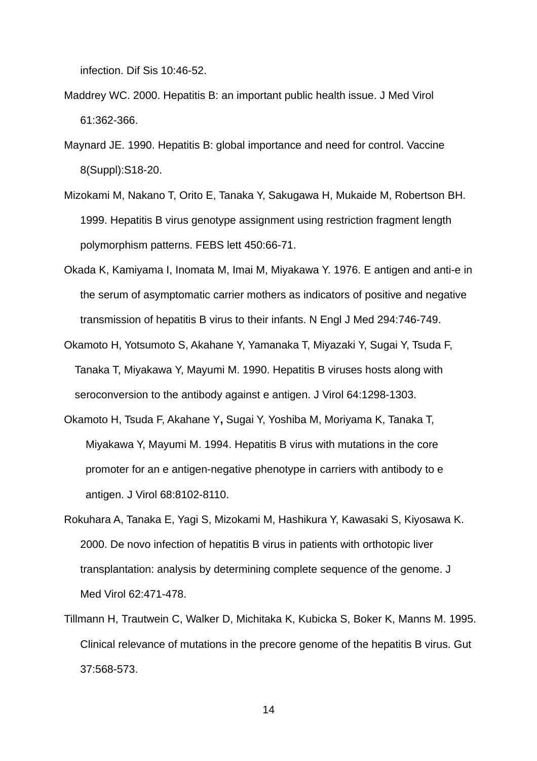infection. Dif Sis 10:46-52.

Maddrey WC. 2000. Hepatitis B: an important public health issue. J Med Virol 61:362-366.

Maynard JE. 1990. Hepatitis B: global importance and need for control. Vaccine 8(Suppl):S18-20.

Mizokami M, Nakano T, Orito E, Tanaka Y, Sakugawa H, Mukaide M, Robertson BH. 1999. Hepatitis B virus genotype assignment using restriction fragment length polymorphism patterns. FEBS lett 450:66-71.

Okada K, Kamiyama I, Inomata M, Imai M, Miyakawa Y. 1976. E antigen and anti-e in the serum of asymptomatic carrier mothers as indicators of positive and negative transmission of hepatitis B virus to their infants. N Engl J Med 294:746-749.

Okamoto H, Yotsumoto S, Akahane Y, Yamanaka T, Miyazaki Y, Sugai Y, Tsuda F, Tanaka T, Miyakawa Y, Mayumi M. 1990. Hepatitis B viruses hosts along with seroconversion to the antibody against e antigen. J Virol 64:1298-1303.

Okamoto H, Tsuda F, Akahane Y, Sugai Y, Yoshiba M, Moriyama K, Tanaka T, Miyakawa Y, Mayumi M. 1994. Hepatitis B virus with mutations in the core promoter for an e antigen-negative phenotype in carriers with antibody to e antigen. J Virol 68:8102-8110.

Rokuhara A, Tanaka E, Yagi S, Mizokami M, Hashikura Y, Kawasaki S, Kiyosawa K. 2000. De novo infection of hepatitis B virus in patients with orthotopic liver transplantation: analysis by determining complete sequence of the genome. J Med Virol 62:471-478.

Tillmann H, Trautwein C, Walker D, Michitaka K, Kubicka S, Boker K, Manns M. 1995. Clinical relevance of mutations in the precore genome of the hepatitis B virus. Gut 37:568-573.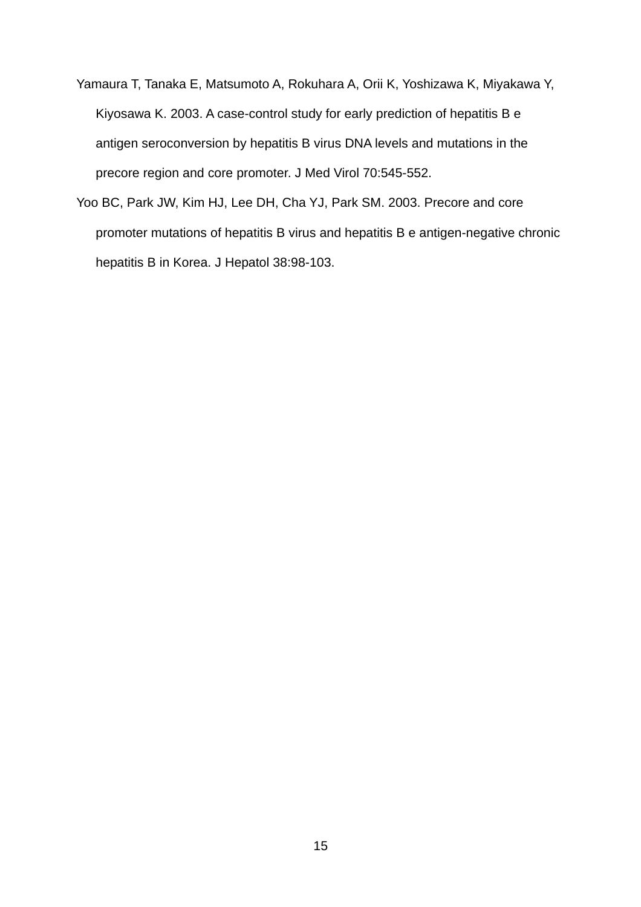Yamaura T, Tanaka E, Matsumoto A, Rokuhara A, Orii K, Yoshizawa K, Miyakawa Y, Kiyosawa K. 2003. A case-control study for early prediction of hepatitis B e antigen seroconversion by hepatitis B virus DNA levels and mutations in the precore region and core promoter. J Med Virol 70:545-552.

Yoo BC, Park JW, Kim HJ, Lee DH, Cha YJ, Park SM. 2003. Precore and core promoter mutations of hepatitis B virus and hepatitis B e antigen-negative chronic hepatitis B in Korea. J Hepatol 38:98-103.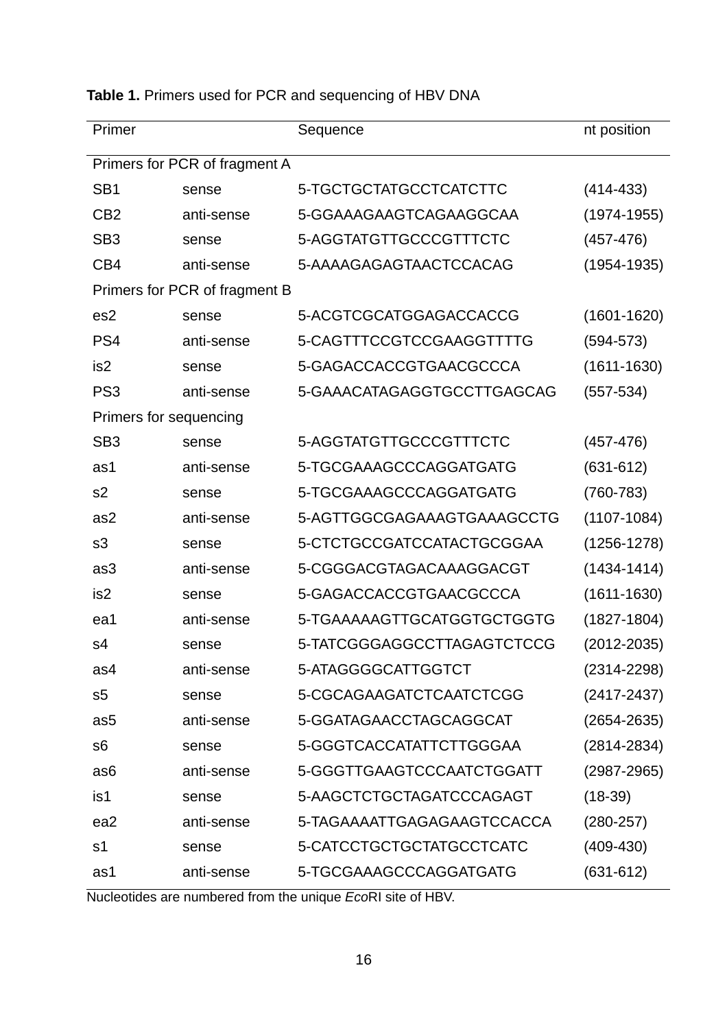**Table 1.** Primers used for PCR and sequencing of HBV DNA

| Primer | | Sequence | nt position |
|---|---|---|---|
| Primers for PCR of fragment A | | | |
| SB1 | sense | 5-TGCTGCTATGCCTCATCTTC | (414-433) |
| CB2 | anti-sense | 5-GGAAAGAAGTCAGAAGGCAA | (1974-1955) |
| SB3 | sense | 5-AGGTATGTTGCCCGTTTCTC | (457-476) |
| CB4 | anti-sense | 5-AAAAGAGAGTAACTCCACAG | (1954-1935) |
| Primers for PCR of fragment B | | | |
| es2 | sense | 5-ACGTCGCATGGAGACCACCG | (1601-1620) |
| PS4 | anti-sense | 5-CAGTTTCCGTCCGAAGGTTTTG | (594-573) |
| is2 | sense | 5-GAGACCACCGTGAACGCCCA | (1611-1630) |
| PS3 | anti-sense | 5-GAAACATAGAGGTGCCTTGAGCAG | (557-534) |
| Primers for sequencing | | | |
| SB3 | sense | 5-AGGTATGTTGCCCGTTTCTC | (457-476) |
| as1 | anti-sense | 5-TGCGAAAGCCCAGGATGATG | (631-612) |
| s2 | sense | 5-TGCGAAAGCCCAGGATGATG | (760-783) |
| as2 | anti-sense | 5-AGTTGGCGAGAAAGTGAAAGCCTG | (1107-1084) |
| s3 | sense | 5-CTCTGCCGATCCATACTGCGGAA | (1256-1278) |
| as3 | anti-sense | 5-CGGGACGTAGACAAAGGACGT | (1434-1414) |
| is2 | sense | 5-GAGACCACCGTGAACGCCCA | (1611-1630) |
| ea1 | anti-sense | 5-TGAAAAAGTTGCATGGTGCTGGTG | (1827-1804) |
| s4 | sense | 5-TATCGGGAGGCCTTAGAGTCTCCG | (2012-2035) |
| as4 | anti-sense | 5-ATAGGGGCATTGGTCT | (2314-2298) |
| s5 | sense | 5-CGCAGAAGATCTCAATCTCGG | (2417-2437) |
| as5 | anti-sense | 5-GGATAGAACCTAGCAGGCAT | (2654-2635) |
| s6 | sense | 5-GGGTCACCATATTCTTGGGAA | (2814-2834) |
| as6 | anti-sense | 5-GGGTTGAAGTCCCAATCTGGATT | (2987-2965) |
| is1 | sense | 5-AAGCTCTGCTAGATCCCAGAGT | (18-39) |
| ea2 | anti-sense | 5-TAGAAAATTGAGAGAAGTCCACCA | (280-257) |
| s1 | sense | 5-CATCCTGCTGCTATGCCTCATC | (409-430) |
| as1 | anti-sense | 5-TGCGAAAGCCCAGGATGATG | (631-612) |

Nucleotides are numbered from the unique *Eco*RI site of HBV.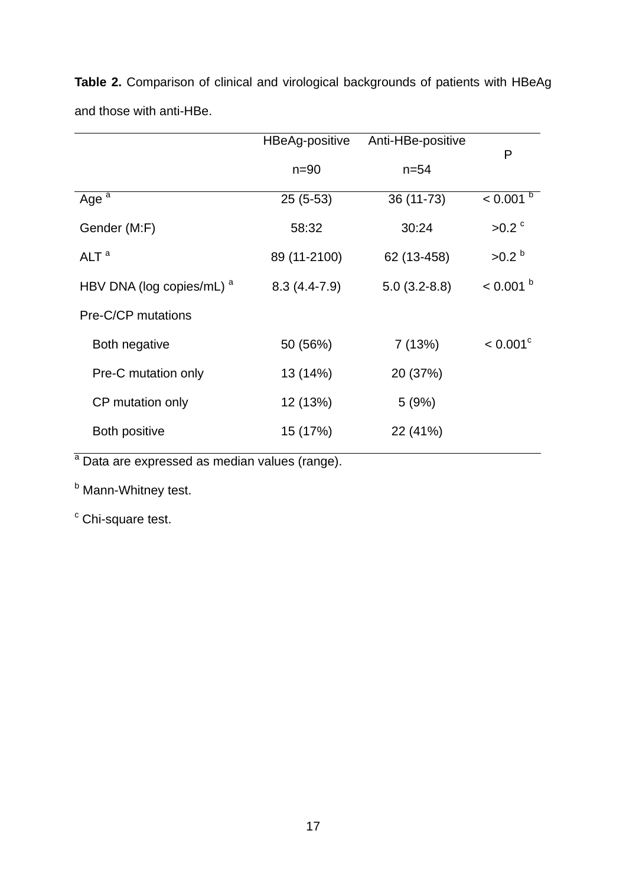**Table 2.** Comparison of clinical and virological backgrounds of patients with HBeAg and those with anti-HBe.

| | HBeAg-positive n=90 | Anti-HBe-positive n=54 | P |
|---|---|---|---|
| Age [a] | 25 (5-53) | 36 (11-73) | < 0.001 [b] |
| Gender (M:F) | 58:32 | 30:24 | >0.2 [c] |
| ALT [a] | 89 (11-2100) | 62 (13-458) | >0.2 [b] |
| HBV DNA (log copies/mL) [a] | 8.3 (4.4-7.9) | 5.0 (3.2-8.8) | < 0.001 [b] |
| Pre-C/CP mutations | | | |
| Both negative | 50 (56%) | 7 (13%) | < 0.001[c] |
| Pre-C mutation only | 13 (14%) | 20 (37%) | |
| CP mutation only | 12 (13%) | 5 (9%) | |
| Both positive | 15 (17%) | 22 (41%) | |

[a] Data are expressed as median values (range).

[b] Mann-Whitney test.

[c] Chi-square test.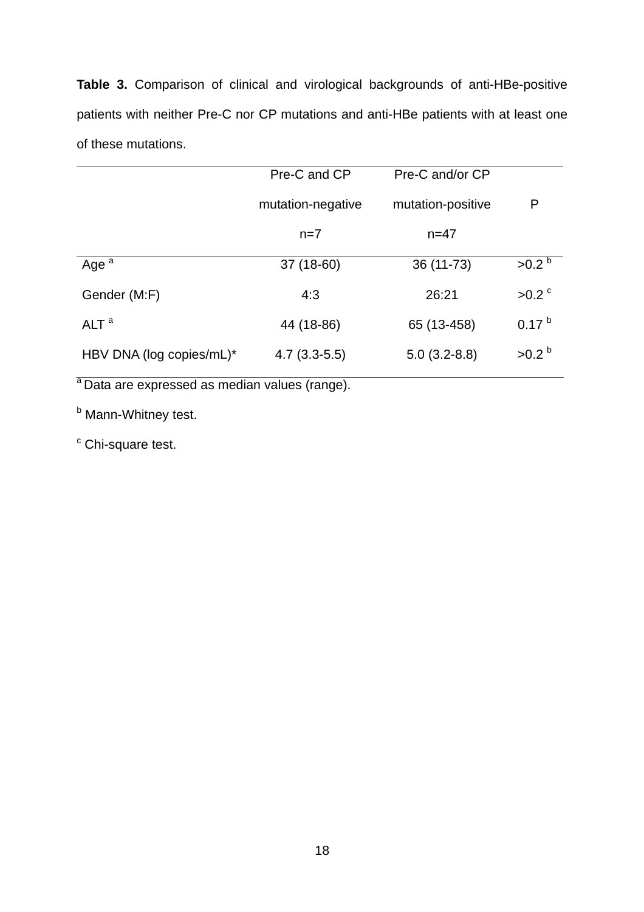**Table 3.** Comparison of clinical and virological backgrounds of anti-HBe-positive patients with neither Pre-C nor CP mutations and anti-HBe patients with at least one of these mutations.

| | Pre-C and CP mutation-negative n=7 | Pre-C and/or CP mutation-positive n=47 | P |
|---|---|---|---|
| Age [a] | 37 (18-60) | 36 (11-73) | >0.2 [b] |
| Gender (M:F) | 4:3 | 26:21 | >0.2 [c] |
| ALT [a] | 44 (18-86) | 65 (13-458) | 0.17 [b] |
| HBV DNA (log copies/mL)* | 4.7 (3.3-5.5) | 5.0 (3.2-8.8) | >0.2 [b] |

[a] Data are expressed as median values (range).

[b] Mann-Whitney test.

[c] Chi-square test.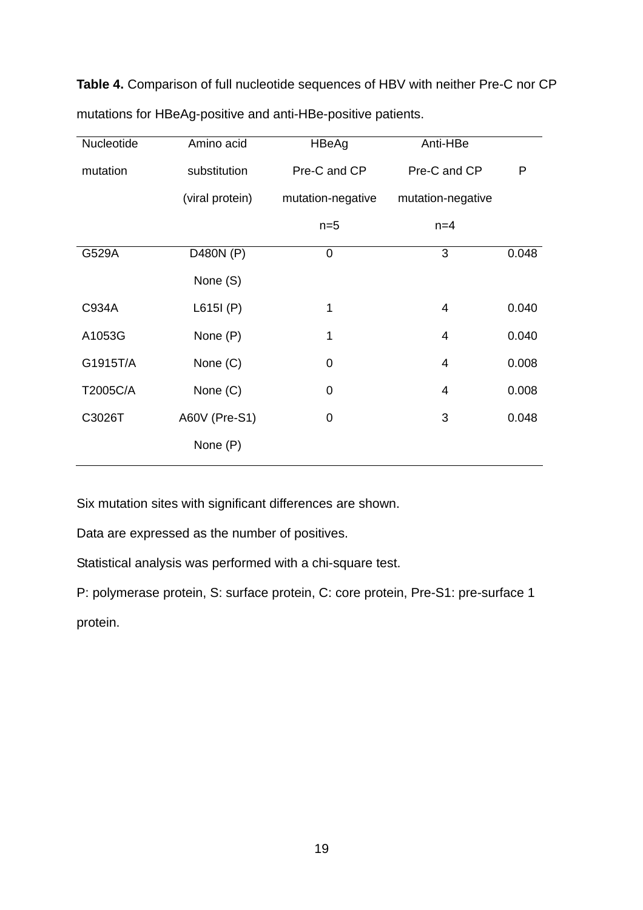**Table 4.** Comparison of full nucleotide sequences of HBV with neither Pre-C nor CP mutations for HBeAg-positive and anti-HBe-positive patients.

| Nucleotide mutation | Amino acid substitution (viral protein) | HBeAg Pre-C and CP mutation-negative n=5 | Anti-HBe Pre-C and CP mutation-negative n=4 | P |
|---|---|---|---|---|
| G529A | D480N (P) | 0 | 3 | 0.048 |
| | None (S) | | | |
| C934A | L615I (P) | 1 | 4 | 0.040 |
| A1053G | None (P) | 1 | 4 | 0.040 |
| G1915T/A | None (C) | 0 | 4 | 0.008 |
| T2005C/A | None (C) | 0 | 4 | 0.008 |
| C3026T | A60V (Pre-S1) | 0 | 3 | 0.048 |
| | None (P) | | | |

Six mutation sites with significant differences are shown.

Data are expressed as the number of positives.

Statistical analysis was performed with a chi-square test.

P: polymerase protein, S: surface protein, C: core protein, Pre-S1: pre-surface 1 protein.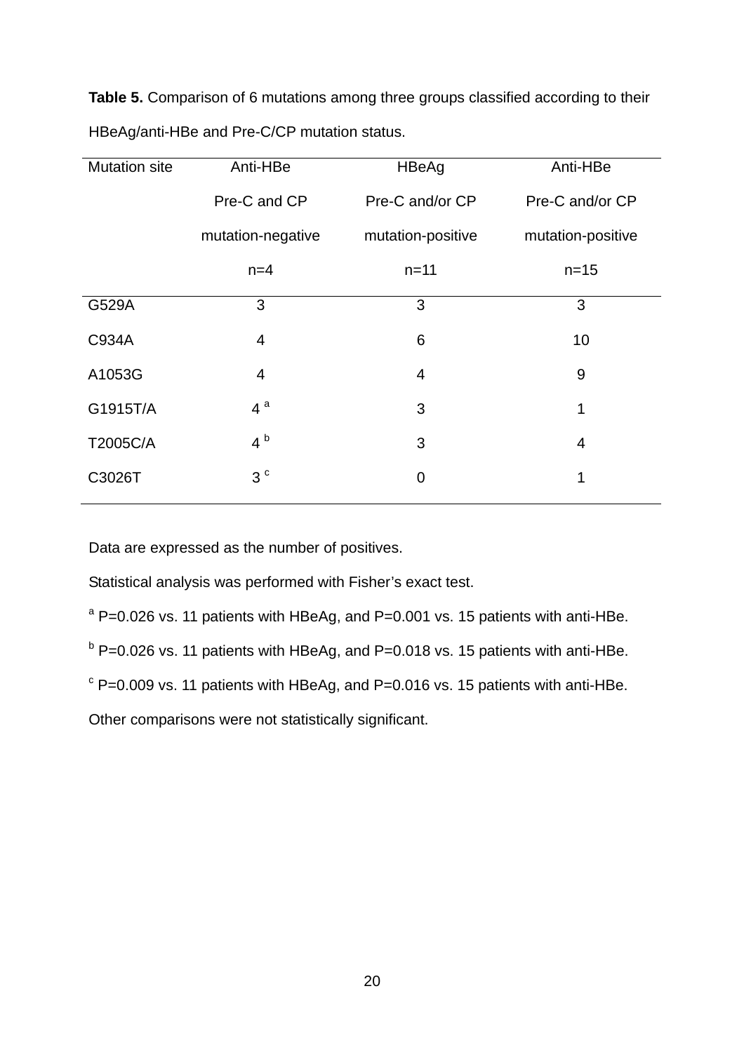**Table 5.** Comparison of 6 mutations among three groups classified according to their HBeAg/anti-HBe and Pre-C/CP mutation status.

| Mutation site | Anti-HBe Pre-C and CP mutation-negative n=4 | HBeAg Pre-C and/or CP mutation-positive n=11 | Anti-HBe Pre-C and/or CP mutation-positive n=15 |
|---|---|---|---|
| G529A | 3 | 3 | 3 |
| C934A | 4 | 6 | 10 |
| A1053G | 4 | 4 | 9 |
| G1915T/A | 4 [a] | 3 | 1 |
| T2005C/A | 4 [b] | 3 | 4 |
| C3026T | 3 [c] | 0 | 1 |

Data are expressed as the number of positives.

Statistical analysis was performed with Fisher's exact test.

[a] P=0.026 vs. 11 patients with HBeAg, and P=0.001 vs. 15 patients with anti-HBe.

[b] P=0.026 vs. 11 patients with HBeAg, and P=0.018 vs. 15 patients with anti-HBe.

[c] P=0.009 vs. 11 patients with HBeAg, and P=0.016 vs. 15 patients with anti-HBe.

Other comparisons were not statistically significant.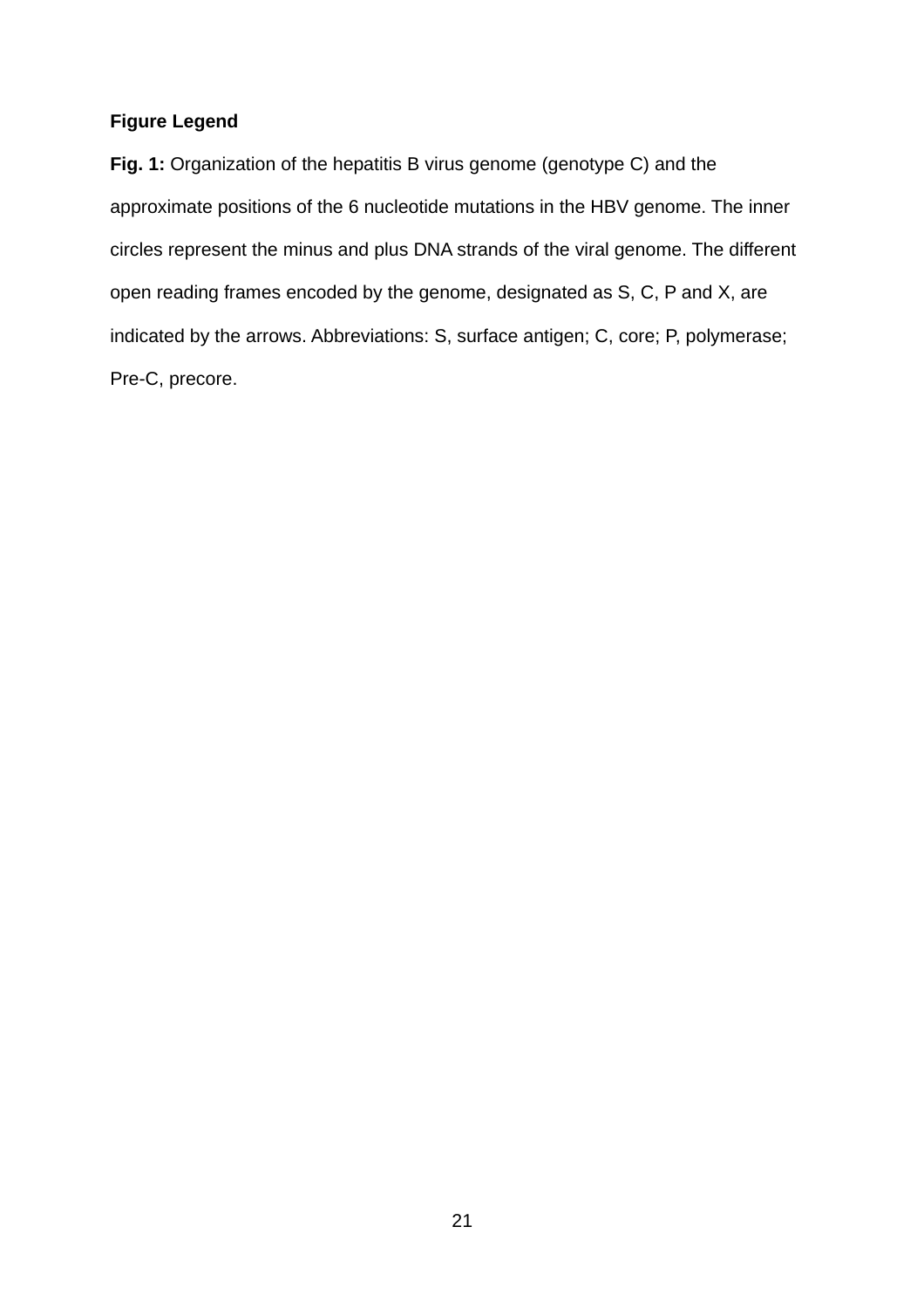**Figure Legend**

**Fig. 1:** Organization of the hepatitis B virus genome (genotype C) and the approximate positions of the 6 nucleotide mutations in the HBV genome. The inner circles represent the minus and plus DNA strands of the viral genome. The different open reading frames encoded by the genome, designated as S, C, P and X, are indicated by the arrows. Abbreviations: S, surface antigen; C, core; P, polymerase; Pre-C, precore.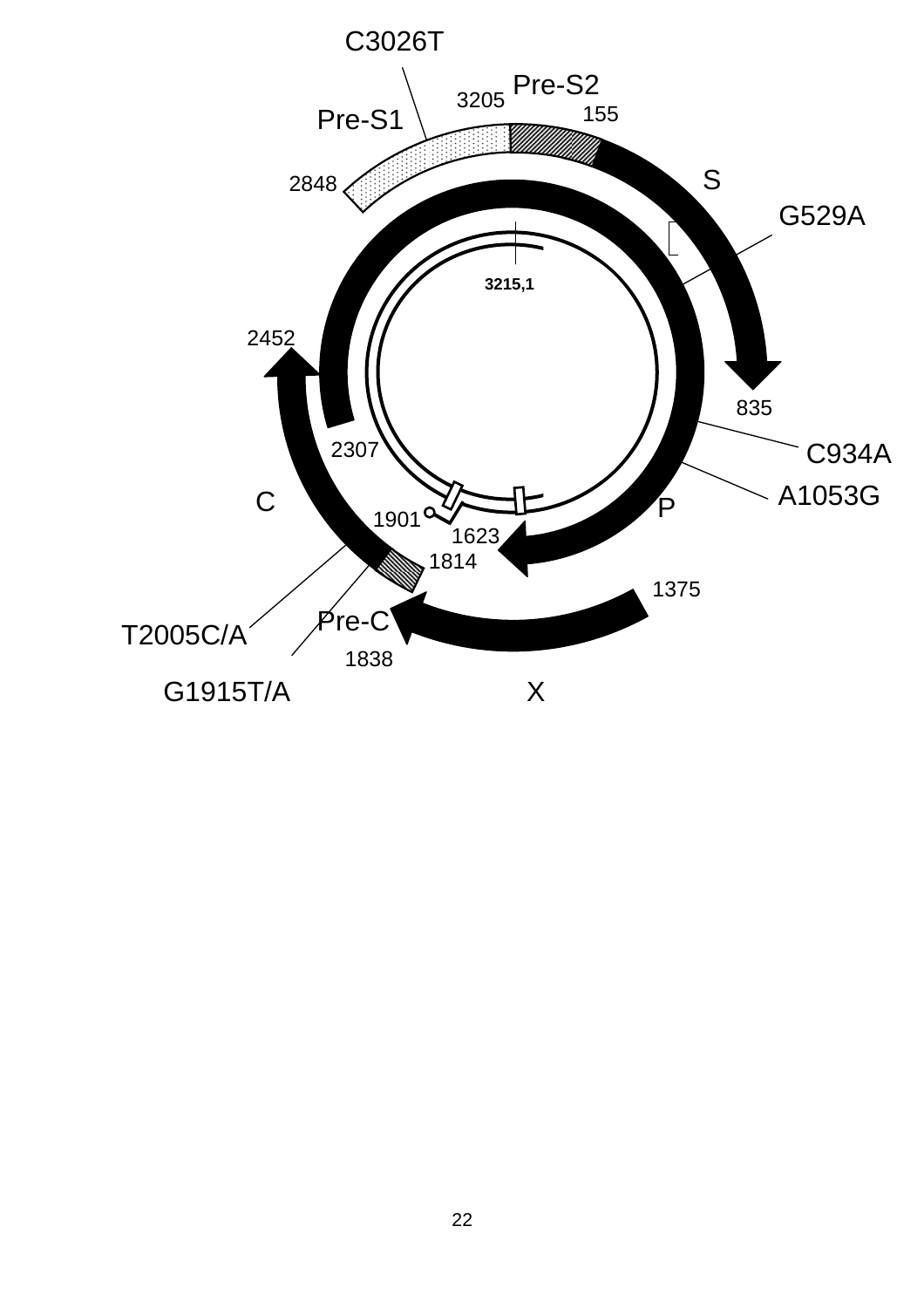C3026T

Pre-S2

3205

155

Pre-S1

2848

S

G529A

3215,1

2452

835

2307

C934A

A1053G

C

P

1901

1623

1814

1375

Pre-C

T2005C/A

1838

G1915T/A

X